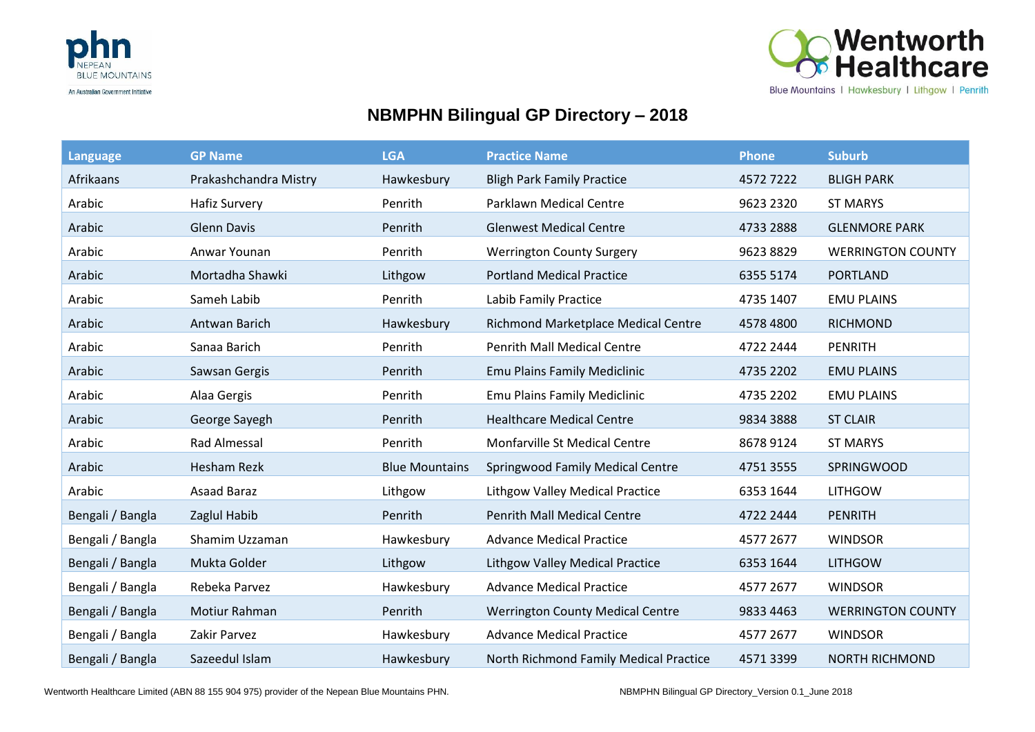# NBMPHN Bilingual GP Directory – 2018

| Language | GP Name | LGA | Practice Name | Phone | Suburb |
|---|---|---|---|---|---|
| Afrikaans | Prakashchandra Mistry | Hawkesbury | Bligh Park Family Practice | 4572 7222 | BLIGH PARK |
| Arabic | Hafiz Survery | Penrith | Parklawn Medical Centre | 9623 2320 | ST MARYS |
| Arabic | Glenn Davis | Penrith | Glenwest Medical Centre | 4733 2888 | GLENMORE PARK |
| Arabic | Anwar Younan | Penrith | Werrington County Surgery | 9623 8829 | WERRINGTON COUNTY |
| Arabic | Mortadha Shawki | Lithgow | Portland Medical Practice | 6355 5174 | PORTLAND |
| Arabic | Sameh Labib | Penrith | Labib Family Practice | 4735 1407 | EMU PLAINS |
| Arabic | Antwan Barich | Hawkesbury | Richmond Marketplace Medical Centre | 4578 4800 | RICHMOND |
| Arabic | Sanaa Barich | Penrith | Penrith Mall Medical Centre | 4722 2444 | PENRITH |
| Arabic | Sawsan Gergis | Penrith | Emu Plains Family Mediclinic | 4735 2202 | EMU PLAINS |
| Arabic | Alaa Gergis | Penrith | Emu Plains Family Mediclinic | 4735 2202 | EMU PLAINS |
| Arabic | George Sayegh | Penrith | Healthcare Medical Centre | 9834 3888 | ST CLAIR |
| Arabic | Rad Almessal | Penrith | Monfarville St Medical Centre | 8678 9124 | ST MARYS |
| Arabic | Hesham Rezk | Blue Mountains | Springwood Family Medical Centre | 4751 3555 | SPRINGWOOD |
| Arabic | Asaad Baraz | Lithgow | Lithgow Valley Medical Practice | 6353 1644 | LITHGOW |
| Bengali / Bangla | Zaglul Habib | Penrith | Penrith Mall Medical Centre | 4722 2444 | PENRITH |
| Bengali / Bangla | Shamim Uzzaman | Hawkesbury | Advance Medical Practice | 4577 2677 | WINDSOR |
| Bengali / Bangla | Mukta Golder | Lithgow | Lithgow Valley Medical Practice | 6353 1644 | LITHGOW |
| Bengali / Bangla | Rebeka Parvez | Hawkesbury | Advance Medical Practice | 4577 2677 | WINDSOR |
| Bengali / Bangla | Motiur Rahman | Penrith | Werrington County Medical Centre | 9833 4463 | WERRINGTON COUNTY |
| Bengali / Bangla | Zakir Parvez | Hawkesbury | Advance Medical Practice | 4577 2677 | WINDSOR |
| Bengali / Bangla | Sazeedul Islam | Hawkesbury | North Richmond Family Medical Practice | 4571 3399 | NORTH RICHMOND |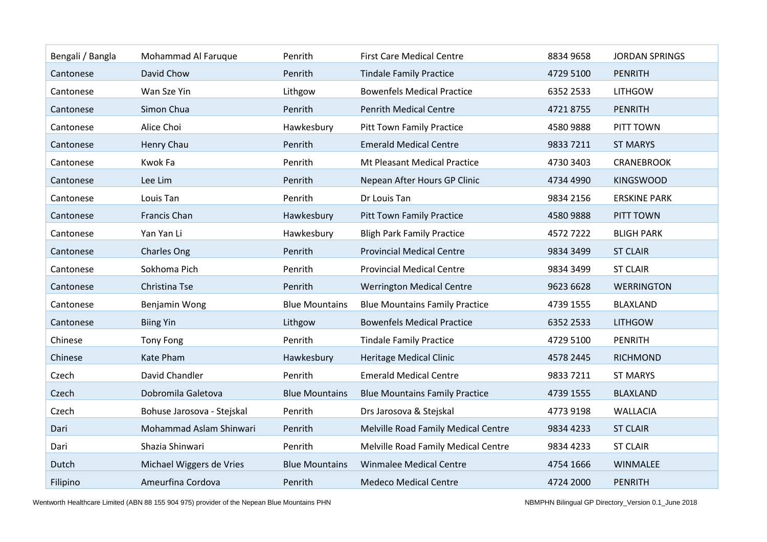| Bengali / Bangla | Mohammad Al Faruque | Penrith | First Care Medical Centre | 8834 9658 | JORDAN SPRINGS |
|---|---|---|---|---|---|
| Cantonese | David Chow | Penrith | Tindale Family Practice | 4729 5100 | PENRITH |
| Cantonese | Wan Sze Yin | Lithgow | Bowenfels Medical Practice | 6352 2533 | LITHGOW |
| Cantonese | Simon Chua | Penrith | Penrith Medical Centre | 4721 8755 | PENRITH |
| Cantonese | Alice Choi | Hawkesbury | Pitt Town Family Practice | 4580 9888 | PITT TOWN |
| Cantonese | Henry Chau | Penrith | Emerald Medical Centre | 9833 7211 | ST MARYS |
| Cantonese | Kwok Fa | Penrith | Mt Pleasant Medical Practice | 4730 3403 | CRANEBROOK |
| Cantonese | Lee Lim | Penrith | Nepean After Hours GP Clinic | 4734 4990 | KINGSWOOD |
| Cantonese | Louis Tan | Penrith | Dr Louis Tan | 9834 2156 | ERSKINE PARK |
| Cantonese | Francis Chan | Hawkesbury | Pitt Town Family Practice | 4580 9888 | PITT TOWN |
| Cantonese | Yan Yan Li | Hawkesbury | Bligh Park Family Practice | 4572 7222 | BLIGH PARK |
| Cantonese | Charles Ong | Penrith | Provincial Medical Centre | 9834 3499 | ST CLAIR |
| Cantonese | Sokhoma Pich | Penrith | Provincial Medical Centre | 9834 3499 | ST CLAIR |
| Cantonese | Christina Tse | Penrith | Werrington Medical Centre | 9623 6628 | WERRINGTON |
| Cantonese | Benjamin Wong | Blue Mountains | Blue Mountains Family Practice | 4739 1555 | BLAXLAND |
| Cantonese | Biing Yin | Lithgow | Bowenfels Medical Practice | 6352 2533 | LITHGOW |
| Chinese | Tony Fong | Penrith | Tindale Family Practice | 4729 5100 | PENRITH |
| Chinese | Kate Pham | Hawkesbury | Heritage Medical Clinic | 4578 2445 | RICHMOND |
| Czech | David Chandler | Penrith | Emerald Medical Centre | 9833 7211 | ST MARYS |
| Czech | Dobromila Galetova | Blue Mountains | Blue Mountains Family Practice | 4739 1555 | BLAXLAND |
| Czech | Bohuse Jarosova - Stejskal | Penrith | Drs Jarosova & Stejskal | 4773 9198 | WALLACIA |
| Dari | Mohammad Aslam Shinwari | Penrith | Melville Road Family Medical Centre | 9834 4233 | ST CLAIR |
| Dari | Shazia Shinwari | Penrith | Melville Road Family Medical Centre | 9834 4233 | ST CLAIR |
| Dutch | Michael Wiggers de Vries | Blue Mountains | Winmalee Medical Centre | 4754 1666 | WINMALEE |
| Filipino | Ameurfina Cordova | Penrith | Medeco Medical Centre | 4724 2000 | PENRITH |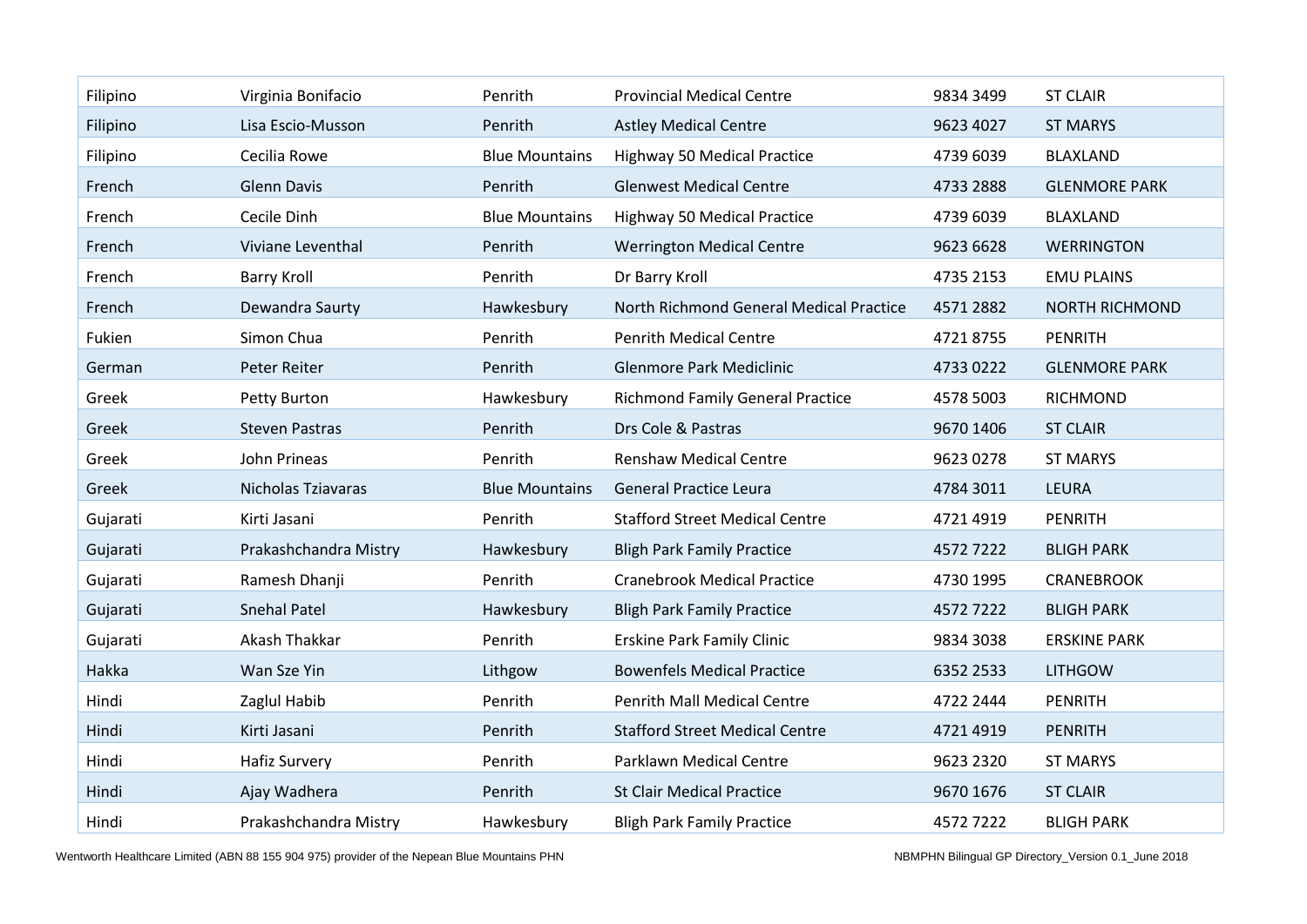| | | | | | |
|---|---|---|---|---|---|
| Filipino | Virginia Bonifacio | Penrith | Provincial Medical Centre | 9834 3499 | ST CLAIR |
| Filipino | Lisa Escio-Musson | Penrith | Astley Medical Centre | 9623 4027 | ST MARYS |
| Filipino | Cecilia Rowe | Blue Mountains | Highway 50 Medical Practice | 4739 6039 | BLAXLAND |
| French | Glenn Davis | Penrith | Glenwest Medical Centre | 4733 2888 | GLENMORE PARK |
| French | Cecile Dinh | Blue Mountains | Highway 50 Medical Practice | 4739 6039 | BLAXLAND |
| French | Viviane Leventhal | Penrith | Werrington Medical Centre | 9623 6628 | WERRINGTON |
| French | Barry Kroll | Penrith | Dr Barry Kroll | 4735 2153 | EMU PLAINS |
| French | Dewandra Saurty | Hawkesbury | North Richmond General Medical Practice | 4571 2882 | NORTH RICHMOND |
| Fukien | Simon Chua | Penrith | Penrith Medical Centre | 4721 8755 | PENRITH |
| German | Peter Reiter | Penrith | Glenmore Park Mediclinic | 4733 0222 | GLENMORE PARK |
| Greek | Petty Burton | Hawkesbury | Richmond Family General Practice | 4578 5003 | RICHMOND |
| Greek | Steven Pastras | Penrith | Drs Cole & Pastras | 9670 1406 | ST CLAIR |
| Greek | John Prineas | Penrith | Renshaw Medical Centre | 9623 0278 | ST MARYS |
| Greek | Nicholas Tziavaras | Blue Mountains | General Practice Leura | 4784 3011 | LEURA |
| Gujarati | Kirti Jasani | Penrith | Stafford Street Medical Centre | 4721 4919 | PENRITH |
| Gujarati | Prakashchandra Mistry | Hawkesbury | Bligh Park Family Practice | 4572 7222 | BLIGH PARK |
| Gujarati | Ramesh Dhanji | Penrith | Cranebrook Medical Practice | 4730 1995 | CRANEBROOK |
| Gujarati | Snehal Patel | Hawkesbury | Bligh Park Family Practice | 4572 7222 | BLIGH PARK |
| Gujarati | Akash Thakkar | Penrith | Erskine Park Family Clinic | 9834 3038 | ERSKINE PARK |
| Hakka | Wan Sze Yin | Lithgow | Bowenfels Medical Practice | 6352 2533 | LITHGOW |
| Hindi | Zaglul Habib | Penrith | Penrith Mall Medical Centre | 4722 2444 | PENRITH |
| Hindi | Kirti Jasani | Penrith | Stafford Street Medical Centre | 4721 4919 | PENRITH |
| Hindi | Hafiz Survery | Penrith | Parklawn Medical Centre | 9623 2320 | ST MARYS |
| Hindi | Ajay Wadhera | Penrith | St Clair Medical Practice | 9670 1676 | ST CLAIR |
| Hindi | Prakashchandra Mistry | Hawkesbury | Bligh Park Family Practice | 4572 7222 | BLIGH PARK |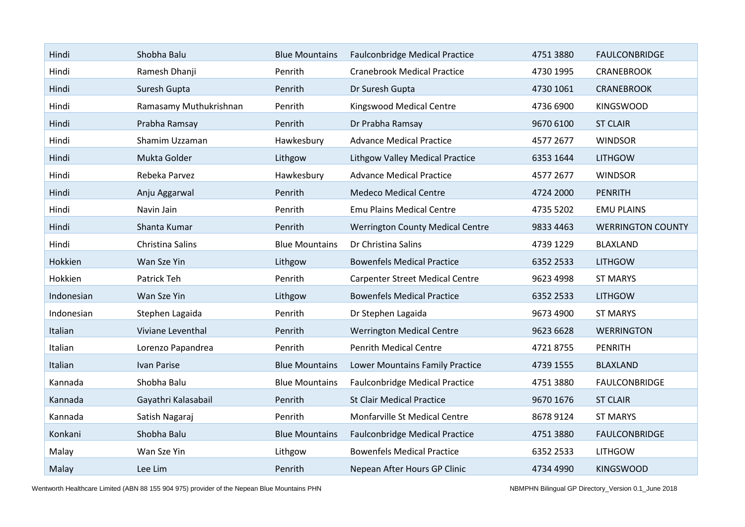| | | | | | |
|---|---|---|---|---|---|
| Hindi | Shobha Balu | Blue Mountains | Faulconbridge Medical Practice | 4751 3880 | FAULCONBRIDGE |
| Hindi | Ramesh Dhanji | Penrith | Cranebrook Medical Practice | 4730 1995 | CRANEBROOK |
| Hindi | Suresh Gupta | Penrith | Dr Suresh Gupta | 4730 1061 | CRANEBROOK |
| Hindi | Ramasamy Muthukrishnan | Penrith | Kingswood Medical Centre | 4736 6900 | KINGSWOOD |
| Hindi | Prabha Ramsay | Penrith | Dr Prabha Ramsay | 9670 6100 | ST CLAIR |
| Hindi | Shamim Uzzaman | Hawkesbury | Advance Medical Practice | 4577 2677 | WINDSOR |
| Hindi | Mukta Golder | Lithgow | Lithgow Valley Medical Practice | 6353 1644 | LITHGOW |
| Hindi | Rebeka Parvez | Hawkesbury | Advance Medical Practice | 4577 2677 | WINDSOR |
| Hindi | Anju Aggarwal | Penrith | Medeco Medical Centre | 4724 2000 | PENRITH |
| Hindi | Navin Jain | Penrith | Emu Plains Medical Centre | 4735 5202 | EMU PLAINS |
| Hindi | Shanta Kumar | Penrith | Werrington County Medical Centre | 9833 4463 | WERRINGTON COUNTY |
| Hindi | Christina Salins | Blue Mountains | Dr Christina Salins | 4739 1229 | BLAXLAND |
| Hokkien | Wan Sze Yin | Lithgow | Bowenfels Medical Practice | 6352 2533 | LITHGOW |
| Hokkien | Patrick Teh | Penrith | Carpenter Street Medical Centre | 9623 4998 | ST MARYS |
| Indonesian | Wan Sze Yin | Lithgow | Bowenfels Medical Practice | 6352 2533 | LITHGOW |
| Indonesian | Stephen Lagaida | Penrith | Dr Stephen Lagaida | 9673 4900 | ST MARYS |
| Italian | Viviane Leventhal | Penrith | Werrington Medical Centre | 9623 6628 | WERRINGTON |
| Italian | Lorenzo Papandrea | Penrith | Penrith Medical Centre | 4721 8755 | PENRITH |
| Italian | Ivan Parise | Blue Mountains | Lower Mountains Family Practice | 4739 1555 | BLAXLAND |
| Kannada | Shobha Balu | Blue Mountains | Faulconbridge Medical Practice | 4751 3880 | FAULCONBRIDGE |
| Kannada | Gayathri Kalasabail | Penrith | St Clair Medical Practice | 9670 1676 | ST CLAIR |
| Kannada | Satish Nagaraj | Penrith | Monfarville St Medical Centre | 8678 9124 | ST MARYS |
| Konkani | Shobha Balu | Blue Mountains | Faulconbridge Medical Practice | 4751 3880 | FAULCONBRIDGE |
| Malay | Wan Sze Yin | Lithgow | Bowenfels Medical Practice | 6352 2533 | LITHGOW |
| Malay | Lee Lim | Penrith | Nepean After Hours GP Clinic | 4734 4990 | KINGSWOOD |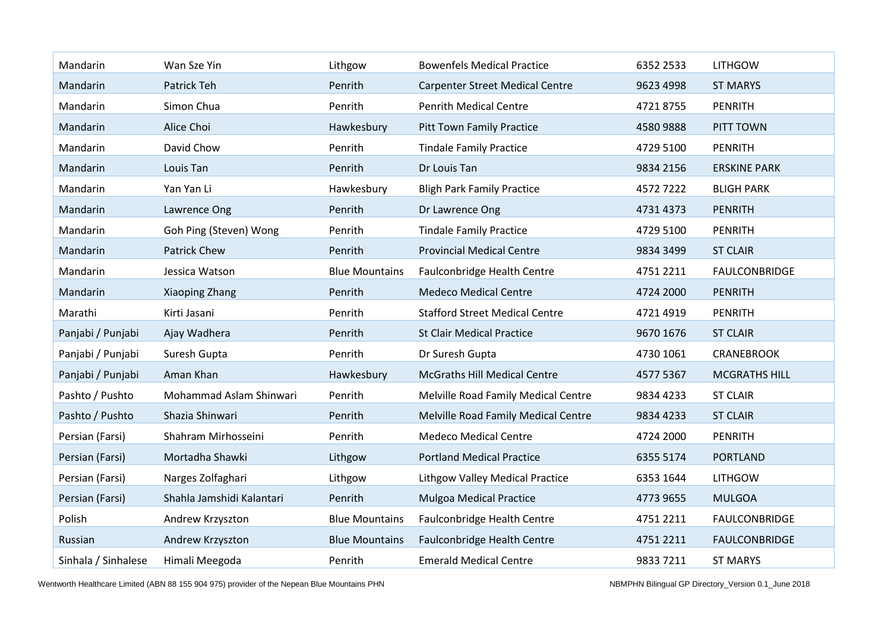| | | | | | |
|---|---|---|---|---|---|
| Mandarin | Wan Sze Yin | Lithgow | Bowenfels Medical Practice | 6352 2533 | LITHGOW |
| Mandarin | Patrick Teh | Penrith | Carpenter Street Medical Centre | 9623 4998 | ST MARYS |
| Mandarin | Simon Chua | Penrith | Penrith Medical Centre | 4721 8755 | PENRITH |
| Mandarin | Alice Choi | Hawkesbury | Pitt Town Family Practice | 4580 9888 | PITT TOWN |
| Mandarin | David Chow | Penrith | Tindale Family Practice | 4729 5100 | PENRITH |
| Mandarin | Louis Tan | Penrith | Dr Louis Tan | 9834 2156 | ERSKINE PARK |
| Mandarin | Yan Yan Li | Hawkesbury | Bligh Park Family Practice | 4572 7222 | BLIGH PARK |
| Mandarin | Lawrence Ong | Penrith | Dr Lawrence Ong | 4731 4373 | PENRITH |
| Mandarin | Goh Ping (Steven) Wong | Penrith | Tindale Family Practice | 4729 5100 | PENRITH |
| Mandarin | Patrick Chew | Penrith | Provincial Medical Centre | 9834 3499 | ST CLAIR |
| Mandarin | Jessica Watson | Blue Mountains | Faulconbridge Health Centre | 4751 2211 | FAULCONBRIDGE |
| Mandarin | Xiaoping Zhang | Penrith | Medeco Medical Centre | 4724 2000 | PENRITH |
| Marathi | Kirti Jasani | Penrith | Stafford Street Medical Centre | 4721 4919 | PENRITH |
| Panjabi / Punjabi | Ajay Wadhera | Penrith | St Clair Medical Practice | 9670 1676 | ST CLAIR |
| Panjabi / Punjabi | Suresh Gupta | Penrith | Dr Suresh Gupta | 4730 1061 | CRANEBROOK |
| Panjabi / Punjabi | Aman Khan | Hawkesbury | McGraths Hill Medical Centre | 4577 5367 | MCGRATHS HILL |
| Pashto / Pushto | Mohammad Aslam Shinwari | Penrith | Melville Road Family Medical Centre | 9834 4233 | ST CLAIR |
| Pashto / Pushto | Shazia Shinwari | Penrith | Melville Road Family Medical Centre | 9834 4233 | ST CLAIR |
| Persian (Farsi) | Shahram Mirhosseini | Penrith | Medeco Medical Centre | 4724 2000 | PENRITH |
| Persian (Farsi) | Mortadha Shawki | Lithgow | Portland Medical Practice | 6355 5174 | PORTLAND |
| Persian (Farsi) | Narges Zolfaghari | Lithgow | Lithgow Valley Medical Practice | 6353 1644 | LITHGOW |
| Persian (Farsi) | Shahla Jamshidi Kalantari | Penrith | Mulgoa Medical Practice | 4773 9655 | MULGOA |
| Polish | Andrew Krzyszton | Blue Mountains | Faulconbridge Health Centre | 4751 2211 | FAULCONBRIDGE |
| Russian | Andrew Krzyszton | Blue Mountains | Faulconbridge Health Centre | 4751 2211 | FAULCONBRIDGE |
| Sinhala / Sinhalese | Himali Meegoda | Penrith | Emerald Medical Centre | 9833 7211 | ST MARYS |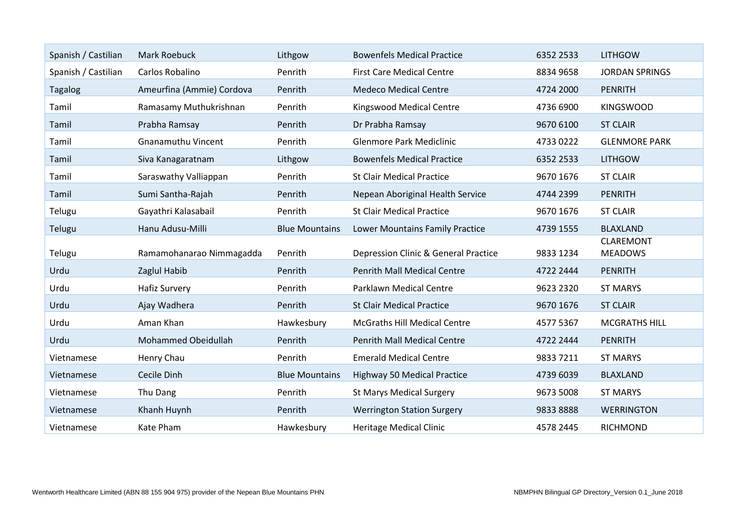| | | | | | |
|---|---|---|---|---|---|
| Spanish / Castilian | Mark Roebuck | Lithgow | Bowenfels Medical Practice | 6352 2533 | LITHGOW |
| Spanish / Castilian | Carlos Robalino | Penrith | First Care Medical Centre | 8834 9658 | JORDAN SPRINGS |
| Tagalog | Ameurfina (Ammie) Cordova | Penrith | Medeco Medical Centre | 4724 2000 | PENRITH |
| Tamil | Ramasamy Muthukrishnan | Penrith | Kingswood Medical Centre | 4736 6900 | KINGSWOOD |
| Tamil | Prabha Ramsay | Penrith | Dr Prabha Ramsay | 9670 6100 | ST CLAIR |
| Tamil | Gnanamuthu Vincent | Penrith | Glenmore Park Mediclinic | 4733 0222 | GLENMORE PARK |
| Tamil | Siva Kanagaratnam | Lithgow | Bowenfels Medical Practice | 6352 2533 | LITHGOW |
| Tamil | Saraswathy Valliappan | Penrith | St Clair Medical Practice | 9670 1676 | ST CLAIR |
| Tamil | Sumi Santha-Rajah | Penrith | Nepean Aboriginal Health Service | 4744 2399 | PENRITH |
| Telugu | Gayathri Kalasabail | Penrith | St Clair Medical Practice | 9670 1676 | ST CLAIR |
| Telugu | Hanu Adusu-Milli | Blue Mountains | Lower Mountains Family Practice | 4739 1555 | BLAXLAND |
| Telugu | Ramamohanarao Nimmagadda | Penrith | Depression Clinic & General Practice | 9833 1234 | CLAREMONT MEADOWS |
| Urdu | Zaglul Habib | Penrith | Penrith Mall Medical Centre | 4722 2444 | PENRITH |
| Urdu | Hafiz Survery | Penrith | Parklawn Medical Centre | 9623 2320 | ST MARYS |
| Urdu | Ajay Wadhera | Penrith | St Clair Medical Practice | 9670 1676 | ST CLAIR |
| Urdu | Aman Khan | Hawkesbury | McGraths Hill Medical Centre | 4577 5367 | MCGRATHS HILL |
| Urdu | Mohammed Obeidullah | Penrith | Penrith Mall Medical Centre | 4722 2444 | PENRITH |
| Vietnamese | Henry Chau | Penrith | Emerald Medical Centre | 9833 7211 | ST MARYS |
| Vietnamese | Cecile Dinh | Blue Mountains | Highway 50 Medical Practice | 4739 6039 | BLAXLAND |
| Vietnamese | Thu Dang | Penrith | St Marys Medical Surgery | 9673 5008 | ST MARYS |
| Vietnamese | Khanh Huynh | Penrith | Werrington Station Surgery | 9833 8888 | WERRINGTON |
| Vietnamese | Kate Pham | Hawkesbury | Heritage Medical Clinic | 4578 2445 | RICHMOND |